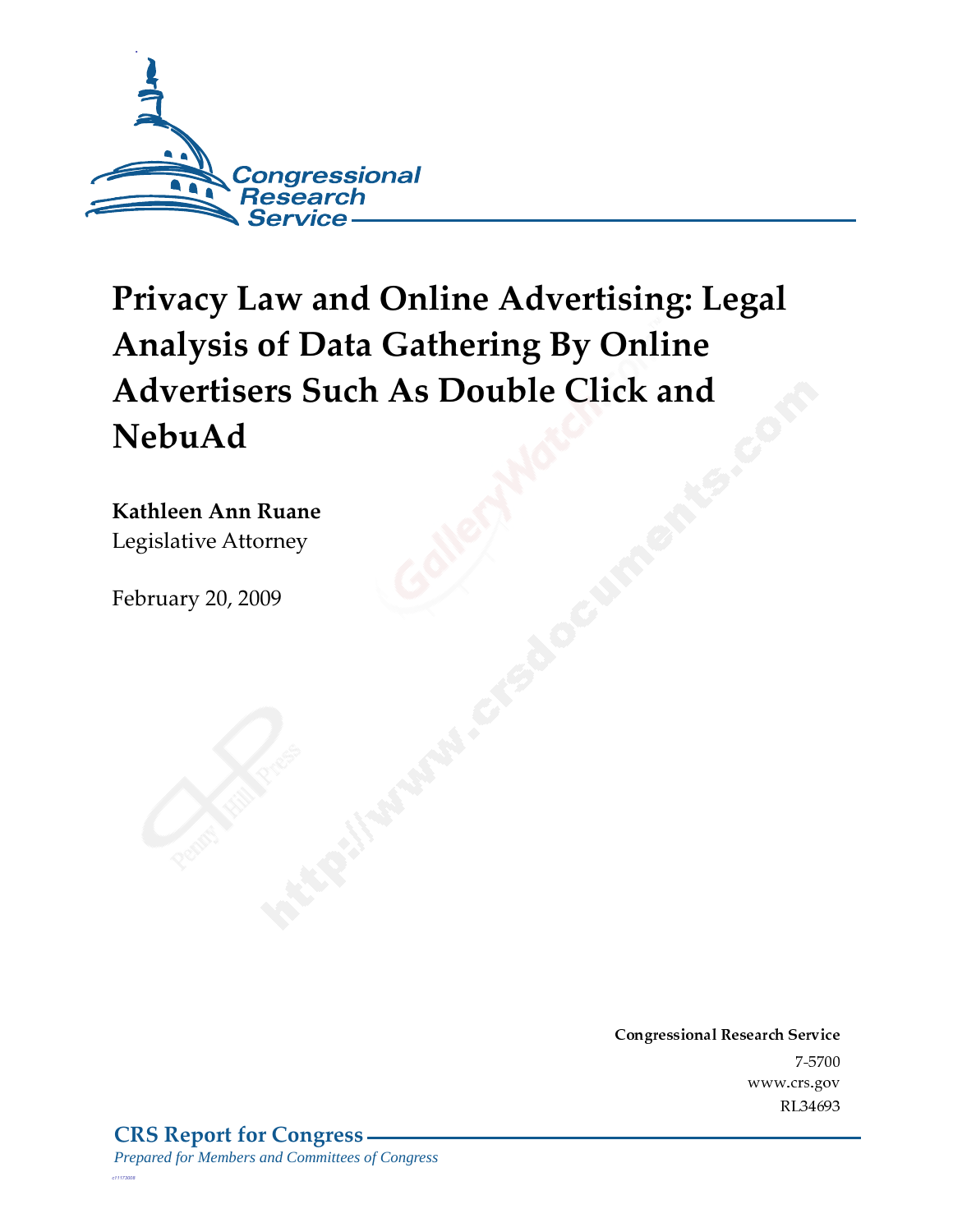# Privacy Law and Online Advertising: Legal Analysis of Data Gathering By Online Advertisers Such As Double Click and NebuAd

**Kathleen Ann Ruane**
Legislative Attorney

February 20, 2009

**Congressional Research Service**
7-5700
www.crs.gov
RL34693

**CRS Report for Congress**
*Prepared for Members and Committees of Congress*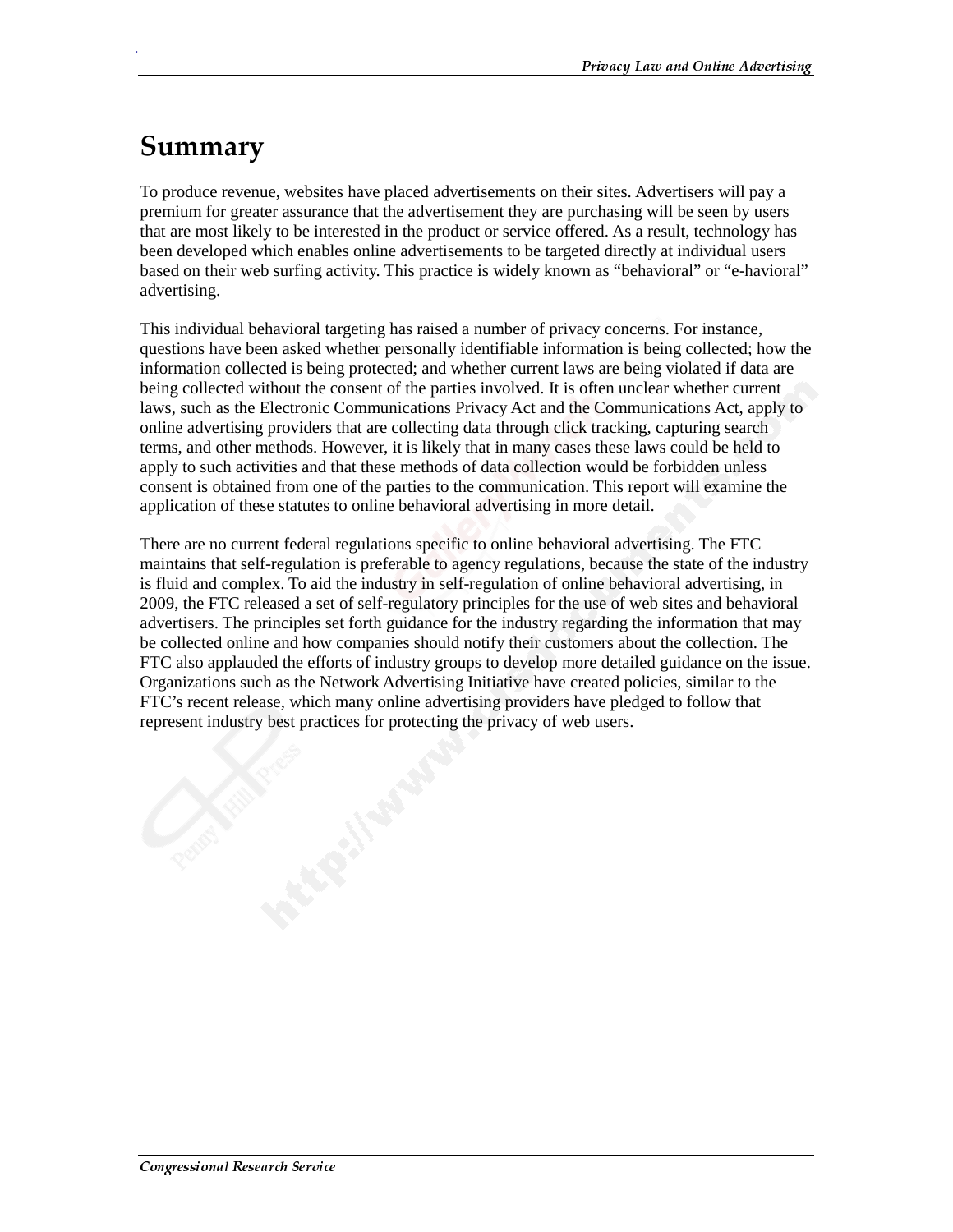# Summary

To produce revenue, websites have placed advertisements on their sites. Advertisers will pay a premium for greater assurance that the advertisement they are purchasing will be seen by users that are most likely to be interested in the product or service offered. As a result, technology has been developed which enables online advertisements to be targeted directly at individual users based on their web surfing activity. This practice is widely known as "behavioral" or "e-havioral" advertising.

This individual behavioral targeting has raised a number of privacy concerns. For instance, questions have been asked whether personally identifiable information is being collected; how the information collected is being protected; and whether current laws are being violated if data are being collected without the consent of the parties involved. It is often unclear whether current laws, such as the Electronic Communications Privacy Act and the Communications Act, apply to online advertising providers that are collecting data through click tracking, capturing search terms, and other methods. However, it is likely that in many cases these laws could be held to apply to such activities and that these methods of data collection would be forbidden unless consent is obtained from one of the parties to the communication. This report will examine the application of these statutes to online behavioral advertising in more detail.

There are no current federal regulations specific to online behavioral advertising. The FTC maintains that self-regulation is preferable to agency regulations, because the state of the industry is fluid and complex. To aid the industry in self-regulation of online behavioral advertising, in 2009, the FTC released a set of self-regulatory principles for the use of web sites and behavioral advertisers. The principles set forth guidance for the industry regarding the information that may be collected online and how companies should notify their customers about the collection. The FTC also applauded the efforts of industry groups to develop more detailed guidance on the issue. Organizations such as the Network Advertising Initiative have created policies, similar to the FTC's recent release, which many online advertising providers have pledged to follow that represent industry best practices for protecting the privacy of web users.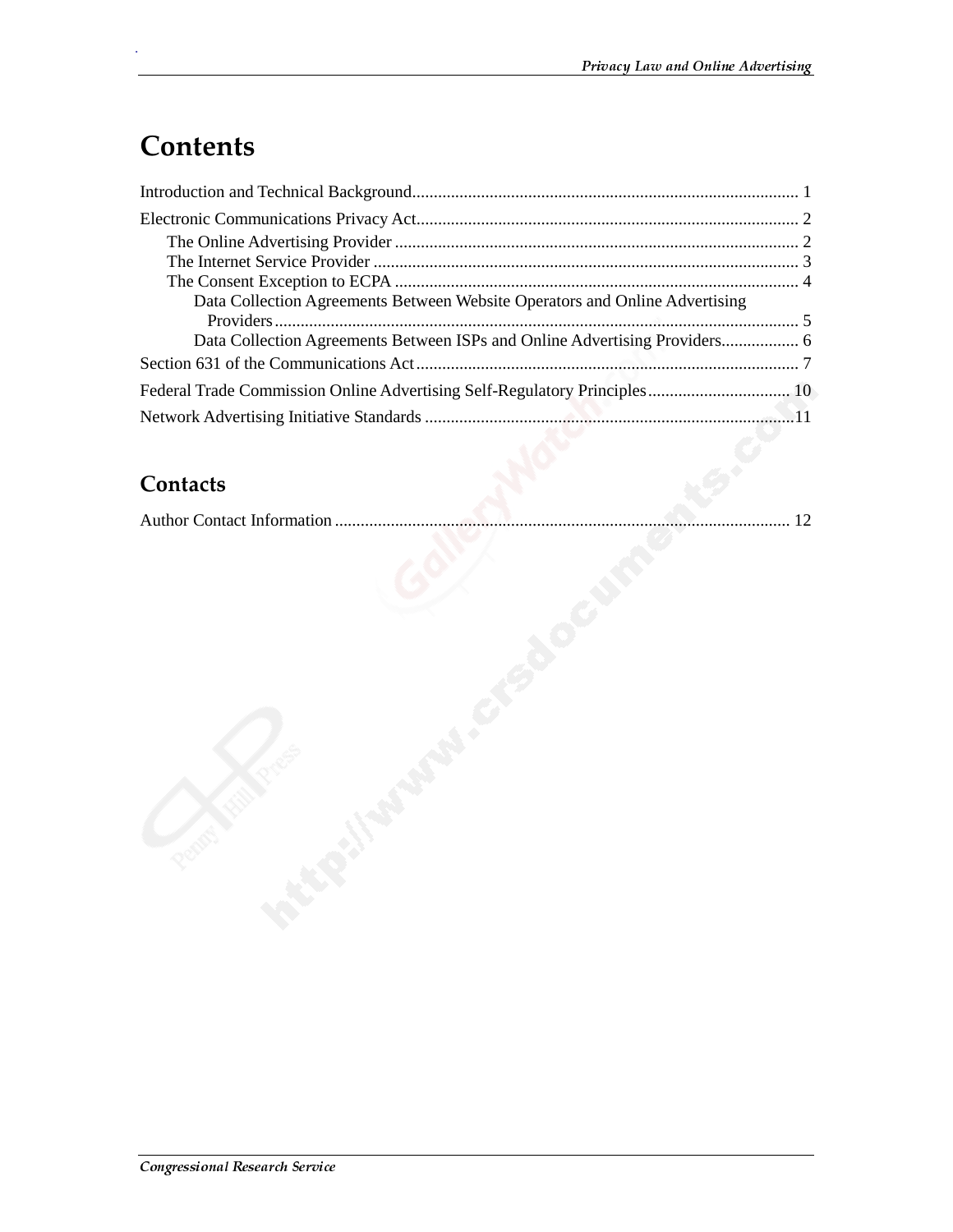# Contents

Introduction and Technical Background.......................................................................................... 1

Electronic Communications Privacy Act......................................................................................... 2

- The Online Advertising Provider .............................................................................................. 2
- The Internet Service Provider ................................................................................................... 3
- The Consent Exception to ECPA .............................................................................................. 4
  - Data Collection Agreements Between Website Operators and Online Advertising Providers ......................................................................................................................... 5
  - Data Collection Agreements Between ISPs and Online Advertising Providers.................. 6

Section 631 of the Communications Act......................................................................................... 7

Federal Trade Commission Online Advertising Self-Regulatory Principles................................. 10

Network Advertising Initiative Standards ......................................................................................11

# Contacts

Author Contact Information .......................................................................................................... 12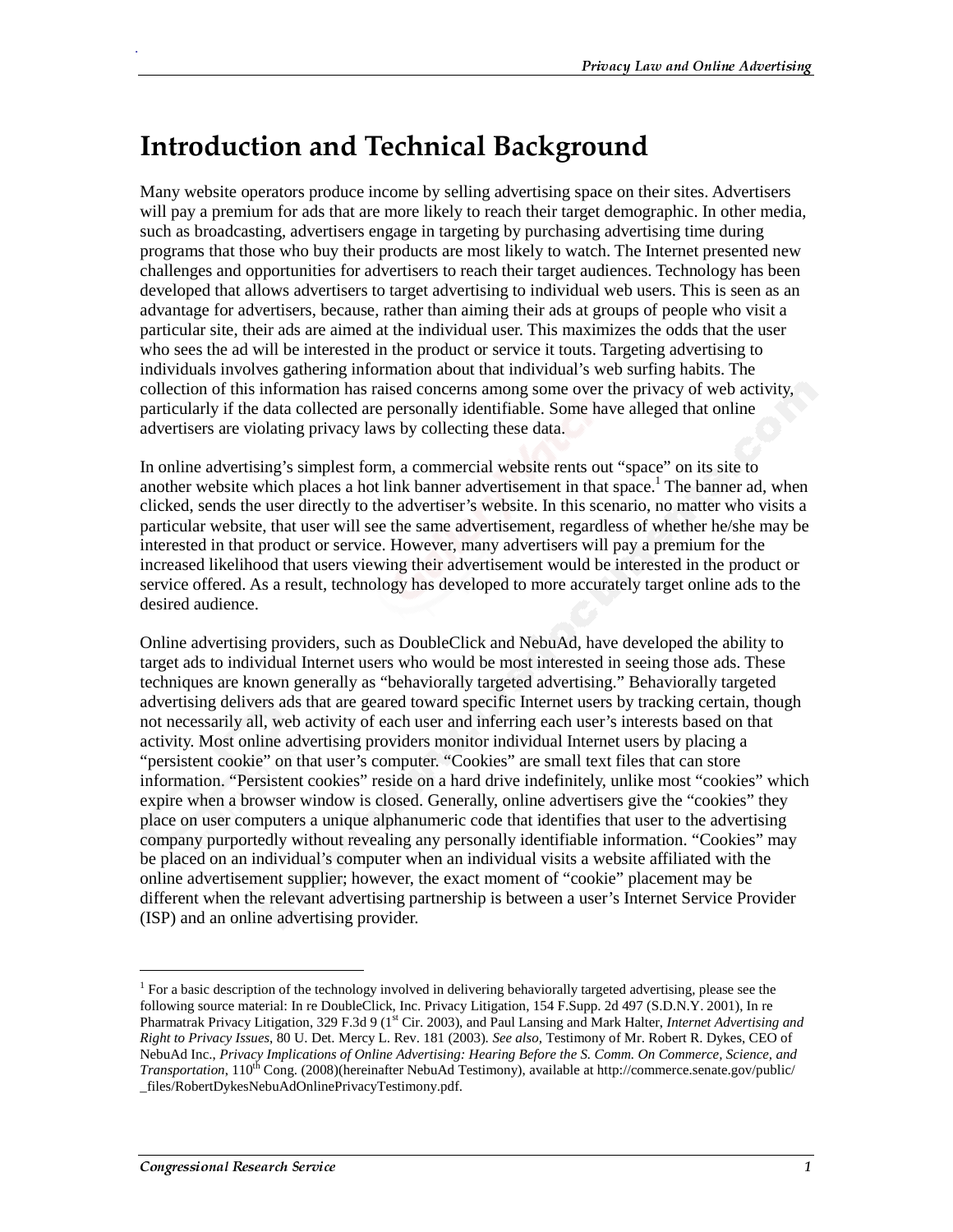# Introduction and Technical Background

Many website operators produce income by selling advertising space on their sites. Advertisers will pay a premium for ads that are more likely to reach their target demographic. In other media, such as broadcasting, advertisers engage in targeting by purchasing advertising time during programs that those who buy their products are most likely to watch. The Internet presented new challenges and opportunities for advertisers to reach their target audiences. Technology has been developed that allows advertisers to target advertising to individual web users. This is seen as an advantage for advertisers, because, rather than aiming their ads at groups of people who visit a particular site, their ads are aimed at the individual user. This maximizes the odds that the user who sees the ad will be interested in the product or service it touts. Targeting advertising to individuals involves gathering information about that individual's web surfing habits. The collection of this information has raised concerns among some over the privacy of web activity, particularly if the data collected are personally identifiable. Some have alleged that online advertisers are violating privacy laws by collecting these data.

In online advertising's simplest form, a commercial website rents out "space" on its site to another website which places a hot link banner advertisement in that space.[1] The banner ad, when clicked, sends the user directly to the advertiser's website. In this scenario, no matter who visits a particular website, that user will see the same advertisement, regardless of whether he/she may be interested in that product or service. However, many advertisers will pay a premium for the increased likelihood that users viewing their advertisement would be interested in the product or service offered. As a result, technology has developed to more accurately target online ads to the desired audience.

Online advertising providers, such as DoubleClick and NebuAd, have developed the ability to target ads to individual Internet users who would be most interested in seeing those ads. These techniques are known generally as "behaviorally targeted advertising." Behaviorally targeted advertising delivers ads that are geared toward specific Internet users by tracking certain, though not necessarily all, web activity of each user and inferring each user's interests based on that activity. Most online advertising providers monitor individual Internet users by placing a "persistent cookie" on that user's computer. "Cookies" are small text files that can store information. "Persistent cookies" reside on a hard drive indefinitely, unlike most "cookies" which expire when a browser window is closed. Generally, online advertisers give the "cookies" they place on user computers a unique alphanumeric code that identifies that user to the advertising company purportedly without revealing any personally identifiable information. "Cookies" may be placed on an individual's computer when an individual visits a website affiliated with the online advertisement supplier; however, the exact moment of "cookie" placement may be different when the relevant advertising partnership is between a user's Internet Service Provider (ISP) and an online advertising provider.

---

[1] For a basic description of the technology involved in delivering behaviorally targeted advertising, please see the following source material: In re DoubleClick, Inc. Privacy Litigation, 154 F.Supp. 2d 497 (S.D.N.Y. 2001), In re Pharmatrak Privacy Litigation, 329 F.3d 9 (1st Cir. 2003), and Paul Lansing and Mark Halter, *Internet Advertising and Right to Privacy Issues*, 80 U. Det. Mercy L. Rev. 181 (2003). *See also,* Testimony of Mr. Robert R. Dykes, CEO of NebuAd Inc., *Privacy Implications of Online Advertising: Hearing Before the S. Comm. On Commerce, Science, and Transportation*, 110th Cong. (2008)(hereinafter NebuAd Testimony), available at http://commerce.senate.gov/public/_files/RobertDykesNebuAdOnlinePrivacyTestimony.pdf.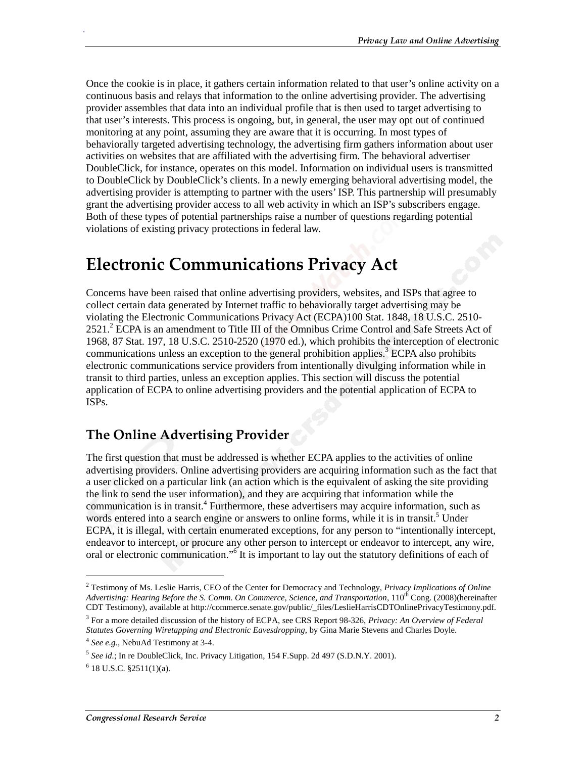Once the cookie is in place, it gathers certain information related to that user's online activity on a continuous basis and relays that information to the online advertising provider. The advertising provider assembles that data into an individual profile that is then used to target advertising to that user's interests. This process is ongoing, but, in general, the user may opt out of continued monitoring at any point, assuming they are aware that it is occurring. In most types of behaviorally targeted advertising technology, the advertising firm gathers information about user activities on websites that are affiliated with the advertising firm. The behavioral advertiser DoubleClick, for instance, operates on this model. Information on individual users is transmitted to DoubleClick by DoubleClick's clients. In a newly emerging behavioral advertising model, the advertising provider is attempting to partner with the users' ISP. This partnership will presumably grant the advertising provider access to all web activity in which an ISP's subscribers engage. Both of these types of potential partnerships raise a number of questions regarding potential violations of existing privacy protections in federal law.

# Electronic Communications Privacy Act

Concerns have been raised that online advertising providers, websites, and ISPs that agree to collect certain data generated by Internet traffic to behaviorally target advertising may be violating the Electronic Communications Privacy Act (ECPA)100 Stat. 1848, 18 U.S.C. 2510-2521.[2] ECPA is an amendment to Title III of the Omnibus Crime Control and Safe Streets Act of 1968, 87 Stat. 197, 18 U.S.C. 2510-2520 (1970 ed.), which prohibits the interception of electronic communications unless an exception to the general prohibition applies.[3] ECPA also prohibits electronic communications service providers from intentionally divulging information while in transit to third parties, unless an exception applies. This section will discuss the potential application of ECPA to online advertising providers and the potential application of ECPA to ISPs.

## The Online Advertising Provider

The first question that must be addressed is whether ECPA applies to the activities of online advertising providers. Online advertising providers are acquiring information such as the fact that a user clicked on a particular link (an action which is the equivalent of asking the site providing the link to send the user information), and they are acquiring that information while the communication is in transit.[4] Furthermore, these advertisers may acquire information, such as words entered into a search engine or answers to online forms, while it is in transit.[5] Under ECPA, it is illegal, with certain enumerated exceptions, for any person to "intentionally intercept, endeavor to intercept, or procure any other person to intercept or endeavor to intercept, any wire, oral or electronic communication."[6] It is important to lay out the statutory definitions of each of

---

[2] Testimony of Ms. Leslie Harris, CEO of the Center for Democracy and Technology, *Privacy Implications of Online Advertising: Hearing Before the S. Comm. On Commerce, Science, and Transportation*, 110th Cong. (2008)(hereinafter CDT Testimony), available at http://commerce.senate.gov/public/_files/LeslieHarrisCDTOnlinePrivacyTestimony.pdf.

[3] For a more detailed discussion of the history of ECPA, see CRS Report 98-326, *Privacy: An Overview of Federal Statutes Governing Wiretapping and Electronic Eavesdropping*, by Gina Marie Stevens and Charles Doyle.

[4] *See e.g.*, NebuAd Testimony at 3-4.

[5] *See id.*; In re DoubleClick, Inc. Privacy Litigation, 154 F.Supp. 2d 497 (S.D.N.Y. 2001).

[6] 18 U.S.C. §2511(1)(a).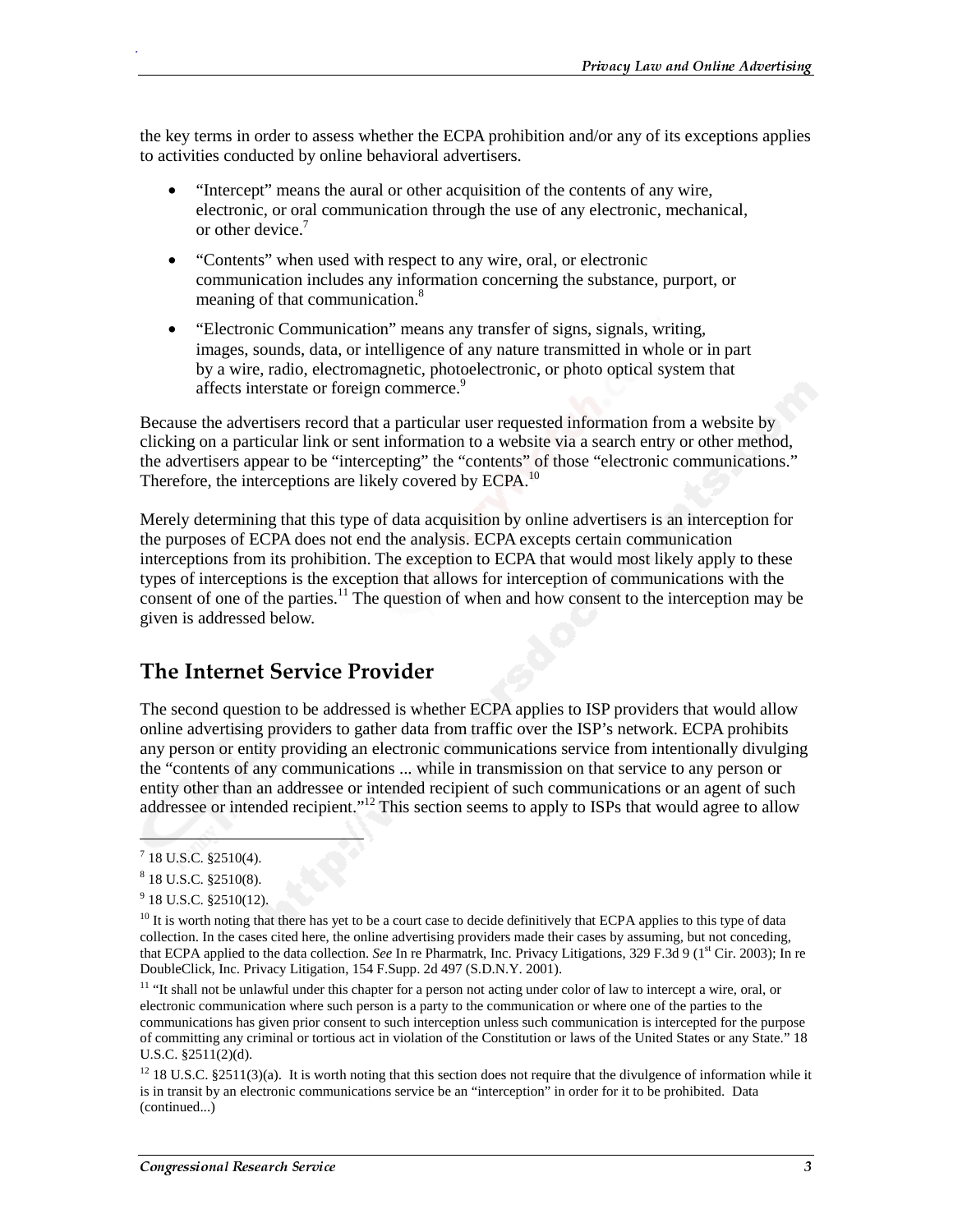the key terms in order to assess whether the ECPA prohibition and/or any of its exceptions applies to activities conducted by online behavioral advertisers.

- "Intercept" means the aural or other acquisition of the contents of any wire, electronic, or oral communication through the use of any electronic, mechanical, or other device.[7]
- "Contents" when used with respect to any wire, oral, or electronic communication includes any information concerning the substance, purport, or meaning of that communication.[8]
- "Electronic Communication" means any transfer of signs, signals, writing, images, sounds, data, or intelligence of any nature transmitted in whole or in part by a wire, radio, electromagnetic, photoelectronic, or photo optical system that affects interstate or foreign commerce.[9]

Because the advertisers record that a particular user requested information from a website by clicking on a particular link or sent information to a website via a search entry or other method, the advertisers appear to be "intercepting" the "contents" of those "electronic communications." Therefore, the interceptions are likely covered by ECPA.[10]

Merely determining that this type of data acquisition by online advertisers is an interception for the purposes of ECPA does not end the analysis. ECPA excepts certain communication interceptions from its prohibition. The exception to ECPA that would most likely apply to these types of interceptions is the exception that allows for interception of communications with the consent of one of the parties.[11] The question of when and how consent to the interception may be given is addressed below.

## The Internet Service Provider

The second question to be addressed is whether ECPA applies to ISP providers that would allow online advertising providers to gather data from traffic over the ISP's network. ECPA prohibits any person or entity providing an electronic communications service from intentionally divulging the "contents of any communications ... while in transmission on that service to any person or entity other than an addressee or intended recipient of such communications or an agent of such addressee or intended recipient."[12] This section seems to apply to ISPs that would agree to allow

---

[7] 18 U.S.C. §2510(4).

[8] 18 U.S.C. §2510(8).

[9] 18 U.S.C. §2510(12).

[10] It is worth noting that there has yet to be a court case to decide definitively that ECPA applies to this type of data collection. In the cases cited here, the online advertising providers made their cases by assuming, but not conceding, that ECPA applied to the data collection. *See* In re Pharmatrk, Inc. Privacy Litigations, 329 F.3d 9 (1st Cir. 2003); In re DoubleClick, Inc. Privacy Litigation, 154 F.Supp. 2d 497 (S.D.N.Y. 2001).

[11] "It shall not be unlawful under this chapter for a person not acting under color of law to intercept a wire, oral, or electronic communication where such person is a party to the communication or where one of the parties to the communications has given prior consent to such interception unless such communication is intercepted for the purpose of committing any criminal or tortious act in violation of the Constitution or laws of the United States or any State." 18 U.S.C. §2511(2)(d).

[12] 18 U.S.C. §2511(3)(a). It is worth noting that this section does not require that the divulgence of information while it is in transit by an electronic communications service be an "interception" in order for it to be prohibited. Data (continued...)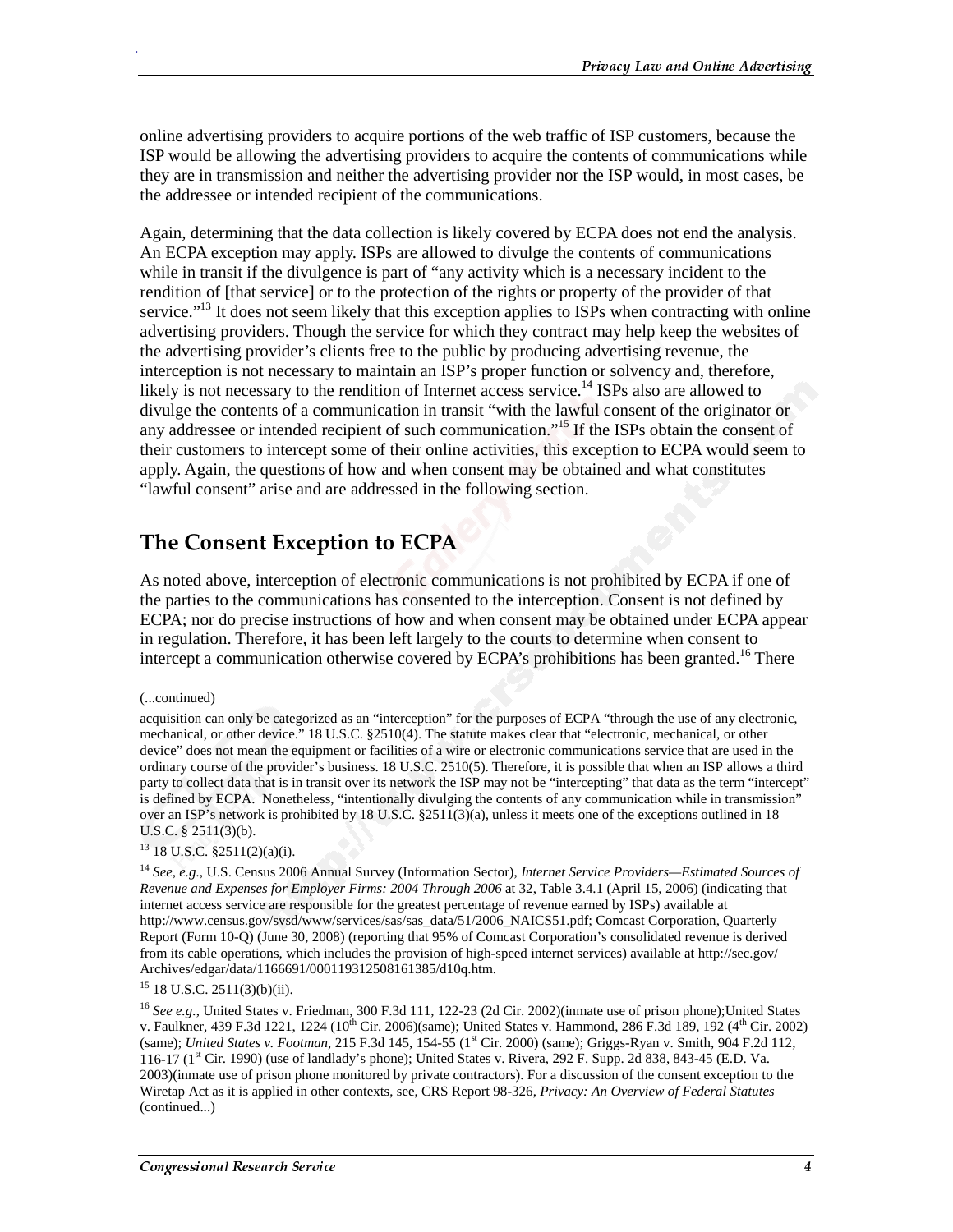online advertising providers to acquire portions of the web traffic of ISP customers, because the ISP would be allowing the advertising providers to acquire the contents of communications while they are in transmission and neither the advertising provider nor the ISP would, in most cases, be the addressee or intended recipient of the communications.

Again, determining that the data collection is likely covered by ECPA does not end the analysis. An ECPA exception may apply. ISPs are allowed to divulge the contents of communications while in transit if the divulgence is part of "any activity which is a necessary incident to the rendition of [that service] or to the protection of the rights or property of the provider of that service."[13] It does not seem likely that this exception applies to ISPs when contracting with online advertising providers. Though the service for which they contract may help keep the websites of the advertising provider's clients free to the public by producing advertising revenue, the interception is not necessary to maintain an ISP's proper function or solvency and, therefore, likely is not necessary to the rendition of Internet access service.[14] ISPs also are allowed to divulge the contents of a communication in transit "with the lawful consent of the originator or any addressee or intended recipient of such communication."[15] If the ISPs obtain the consent of their customers to intercept some of their online activities, this exception to ECPA would seem to apply. Again, the questions of how and when consent may be obtained and what constitutes "lawful consent" arise and are addressed in the following section.

## The Consent Exception to ECPA

As noted above, interception of electronic communications is not prohibited by ECPA if one of the parties to the communications has consented to the interception. Consent is not defined by ECPA; nor do precise instructions of how and when consent may be obtained under ECPA appear in regulation. Therefore, it has been left largely to the courts to determine when consent to intercept a communication otherwise covered by ECPA's prohibitions has been granted.[16] There

---

(...continued)

acquisition can only be categorized as an "interception" for the purposes of ECPA "through the use of any electronic, mechanical, or other device." 18 U.S.C. §2510(4). The statute makes clear that "electronic, mechanical, or other device" does not mean the equipment or facilities of a wire or electronic communications service that are used in the ordinary course of the provider's business. 18 U.S.C. 2510(5). Therefore, it is possible that when an ISP allows a third party to collect data that is in transit over its network the ISP may not be "intercepting" that data as the term "intercept" is defined by ECPA. Nonetheless, "intentionally divulging the contents of any communication while in transmission" over an ISP's network is prohibited by 18 U.S.C. §2511(3)(a), unless it meets one of the exceptions outlined in 18 U.S.C. § 2511(3)(b).

[13] 18 U.S.C. §2511(2)(a)(i).

[14] *See, e.g.*, U.S. Census 2006 Annual Survey (Information Sector), *Internet Service Providers—Estimated Sources of Revenue and Expenses for Employer Firms: 2004 Through 2006* at 32, Table 3.4.1 (April 15, 2006) (indicating that internet access service are responsible for the greatest percentage of revenue earned by ISPs) available at http://www.census.gov/svsd/www/services/sas/sas_data/51/2006_NAICS51.pdf; Comcast Corporation, Quarterly Report (Form 10-Q) (June 30, 2008) (reporting that 95% of Comcast Corporation's consolidated revenue is derived from its cable operations, which includes the provision of high-speed internet services) available at http://sec.gov/Archives/edgar/data/1166691/000119312508161385/d10q.htm.

[15] 18 U.S.C. 2511(3)(b)(ii).

[16] *See e.g.*, United States v. Friedman, 300 F.3d 111, 122-23 (2d Cir. 2002)(inmate use of prison phone);United States v. Faulkner, 439 F.3d 1221, 1224 (10th Cir. 2006)(same); United States v. Hammond, 286 F.3d 189, 192 (4th Cir. 2002) (same); *United States v. Footman*, 215 F.3d 145, 154-55 (1st Cir. 2000) (same); Griggs-Ryan v. Smith, 904 F.2d 112, 116-17 (1st Cir. 1990) (use of landlady's phone); United States v. Rivera, 292 F. Supp. 2d 838, 843-45 (E.D. Va. 2003)(inmate use of prison phone monitored by private contractors). For a discussion of the consent exception to the Wiretap Act as it is applied in other contexts, see, CRS Report 98-326, *Privacy: An Overview of Federal Statutes* (continued...)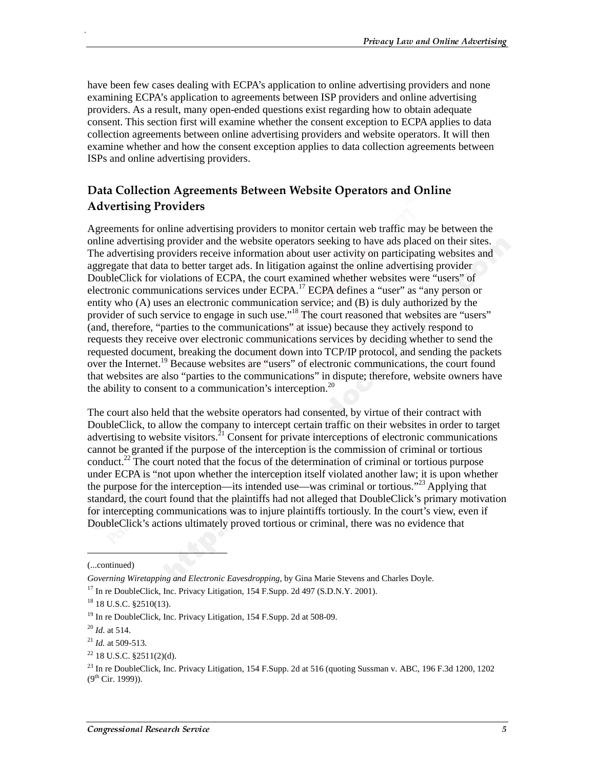have been few cases dealing with ECPA's application to online advertising providers and none examining ECPA's application to agreements between ISP providers and online advertising providers. As a result, many open-ended questions exist regarding how to obtain adequate consent. This section first will examine whether the consent exception to ECPA applies to data collection agreements between online advertising providers and website operators. It will then examine whether and how the consent exception applies to data collection agreements between ISPs and online advertising providers.

## Data Collection Agreements Between Website Operators and Online Advertising Providers

Agreements for online advertising providers to monitor certain web traffic may be between the online advertising provider and the website operators seeking to have ads placed on their sites. The advertising providers receive information about user activity on participating websites and aggregate that data to better target ads. In litigation against the online advertising provider DoubleClick for violations of ECPA, the court examined whether websites were "users" of electronic communications services under ECPA.[17] ECPA defines a "user" as "any person or entity who (A) uses an electronic communication service; and (B) is duly authorized by the provider of such service to engage in such use."[18] The court reasoned that websites are "users" (and, therefore, "parties to the communications" at issue) because they actively respond to requests they receive over electronic communications services by deciding whether to send the requested document, breaking the document down into TCP/IP protocol, and sending the packets over the Internet.[19] Because websites are "users" of electronic communications, the court found that websites are also "parties to the communications" in dispute; therefore, website owners have the ability to consent to a communication's interception.[20]

The court also held that the website operators had consented, by virtue of their contract with DoubleClick, to allow the company to intercept certain traffic on their websites in order to target advertising to website visitors.[21] Consent for private interceptions of electronic communications cannot be granted if the purpose of the interception is the commission of criminal or tortious conduct.[22] The court noted that the focus of the determination of criminal or tortious purpose under ECPA is "not upon whether the interception itself violated another law; it is upon whether the purpose for the interception—its intended use—was criminal or tortious."[23] Applying that standard, the court found that the plaintiffs had not alleged that DoubleClick's primary motivation for intercepting communications was to injure plaintiffs tortiously. In the court's view, even if DoubleClick's actions ultimately proved tortious or criminal, there was no evidence that

---

(...continued)

*Governing Wiretapping and Electronic Eavesdropping*, by Gina Marie Stevens and Charles Doyle.

[17] In re DoubleClick, Inc. Privacy Litigation, 154 F.Supp. 2d 497 (S.D.N.Y. 2001).

[18] 18 U.S.C. §2510(13).

[19] In re DoubleClick, Inc. Privacy Litigation, 154 F.Supp. 2d at 508-09.

[20] *Id.* at 514.

[21] *Id.* at 509-513.

[22] 18 U.S.C. §2511(2)(d).

[23] In re DoubleClick, Inc. Privacy Litigation, 154 F.Supp. 2d at 516 (quoting Sussman v. ABC, 196 F.3d 1200, 1202 (9th Cir. 1999)).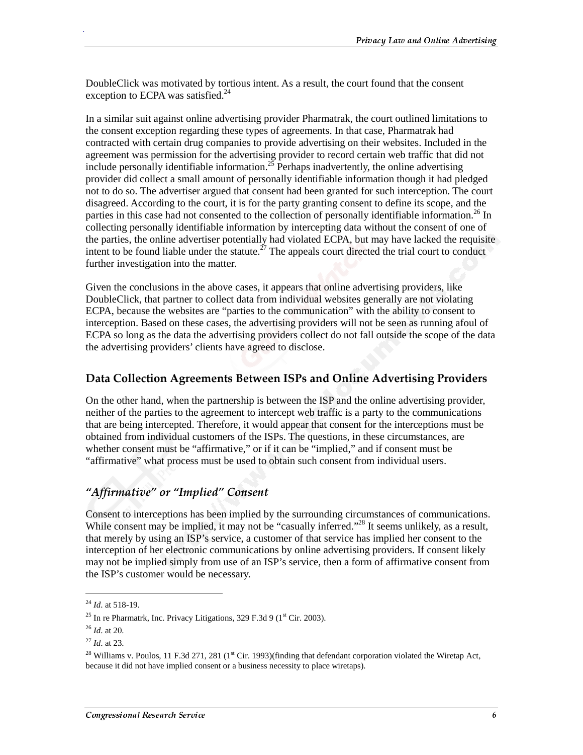DoubleClick was motivated by tortious intent. As a result, the court found that the consent exception to ECPA was satisfied.[24]

In a similar suit against online advertising provider Pharmatrak, the court outlined limitations to the consent exception regarding these types of agreements. In that case, Pharmatrak had contracted with certain drug companies to provide advertising on their websites. Included in the agreement was permission for the advertising provider to record certain web traffic that did not include personally identifiable information.[25] Perhaps inadvertently, the online advertising provider did collect a small amount of personally identifiable information though it had pledged not to do so. The advertiser argued that consent had been granted for such interception. The court disagreed. According to the court, it is for the party granting consent to define its scope, and the parties in this case had not consented to the collection of personally identifiable information.[26] In collecting personally identifiable information by intercepting data without the consent of one of the parties, the online advertiser potentially had violated ECPA, but may have lacked the requisite intent to be found liable under the statute.[27] The appeals court directed the trial court to conduct further investigation into the matter.

Given the conclusions in the above cases, it appears that online advertising providers, like DoubleClick, that partner to collect data from individual websites generally are not violating ECPA, because the websites are "parties to the communication" with the ability to consent to interception. Based on these cases, the advertising providers will not be seen as running afoul of ECPA so long as the data the advertising providers collect do not fall outside the scope of the data the advertising providers' clients have agreed to disclose.

## Data Collection Agreements Between ISPs and Online Advertising Providers

On the other hand, when the partnership is between the ISP and the online advertising provider, neither of the parties to the agreement to intercept web traffic is a party to the communications that are being intercepted. Therefore, it would appear that consent for the interceptions must be obtained from individual customers of the ISPs. The questions, in these circumstances, are whether consent must be "affirmative," or if it can be "implied," and if consent must be "affirmative" what process must be used to obtain such consent from individual users.

### *"Affirmative" or "Implied" Consent*

Consent to interceptions has been implied by the surrounding circumstances of communications. While consent may be implied, it may not be "casually inferred."[28] It seems unlikely, as a result, that merely by using an ISP's service, a customer of that service has implied her consent to the interception of her electronic communications by online advertising providers. If consent likely may not be implied simply from use of an ISP's service, then a form of affirmative consent from the ISP's customer would be necessary.

---

[24] *Id.* at 518-19.

[25] In re Pharmatrk, Inc. Privacy Litigations, 329 F.3d 9 (1st Cir. 2003).

[26] *Id.* at 20.

[27] *Id.* at 23.

[28] Williams v. Poulos, 11 F.3d 271, 281 (1st Cir. 1993)(finding that defendant corporation violated the Wiretap Act, because it did not have implied consent or a business necessity to place wiretaps).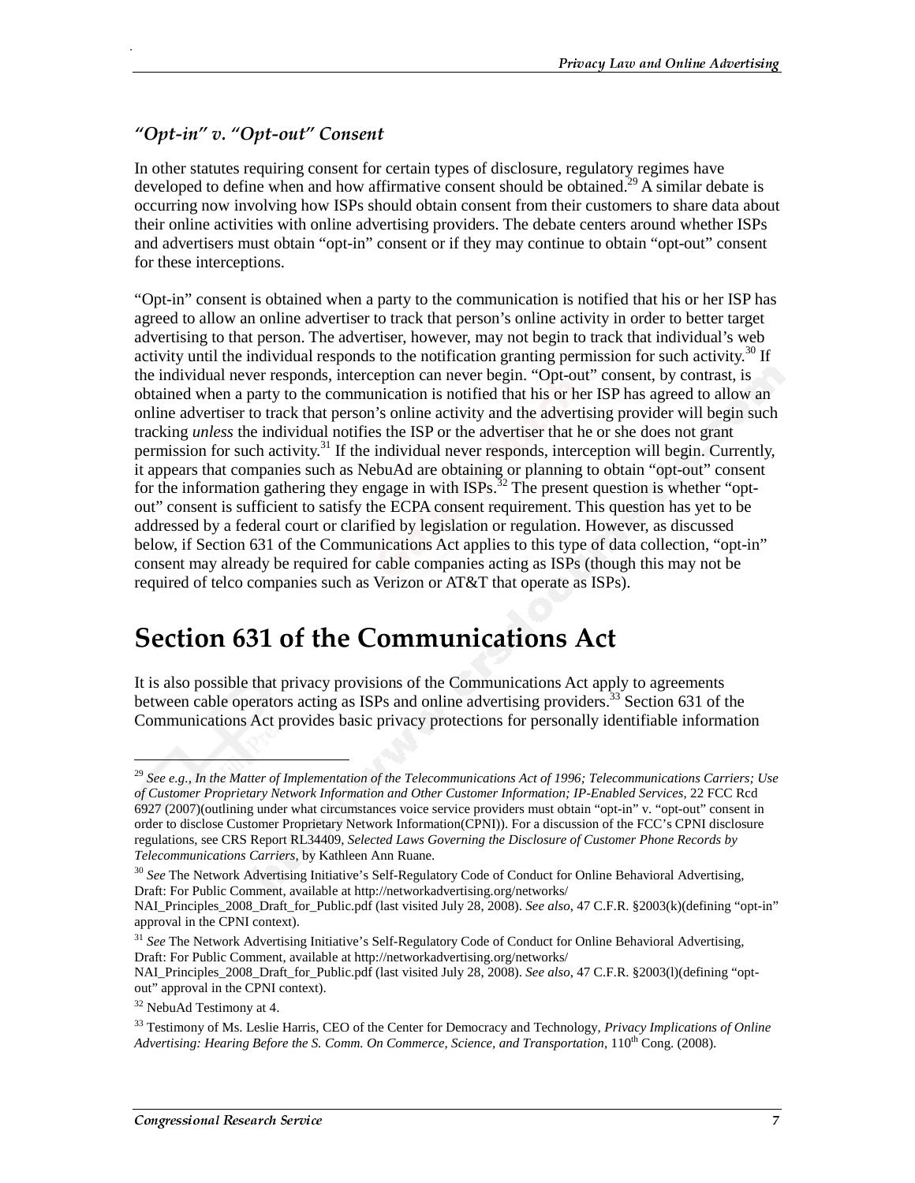### *"Opt-in" v. "Opt-out" Consent*

In other statutes requiring consent for certain types of disclosure, regulatory regimes have developed to define when and how affirmative consent should be obtained.[29] A similar debate is occurring now involving how ISPs should obtain consent from their customers to share data about their online activities with online advertising providers. The debate centers around whether ISPs and advertisers must obtain "opt-in" consent or if they may continue to obtain "opt-out" consent for these interceptions.

"Opt-in" consent is obtained when a party to the communication is notified that his or her ISP has agreed to allow an online advertiser to track that person's online activity in order to better target advertising to that person. The advertiser, however, may not begin to track that individual's web activity until the individual responds to the notification granting permission for such activity.[30] If the individual never responds, interception can never begin. "Opt-out" consent, by contrast, is obtained when a party to the communication is notified that his or her ISP has agreed to allow an online advertiser to track that person's online activity and the advertising provider will begin such tracking *unless* the individual notifies the ISP or the advertiser that he or she does not grant permission for such activity.[31] If the individual never responds, interception will begin. Currently, it appears that companies such as NebuAd are obtaining or planning to obtain "opt-out" consent for the information gathering they engage in with ISPs.[32] The present question is whether "opt-out" consent is sufficient to satisfy the ECPA consent requirement. This question has yet to be addressed by a federal court or clarified by legislation or regulation. However, as discussed below, if Section 631 of the Communications Act applies to this type of data collection, "opt-in" consent may already be required for cable companies acting as ISPs (though this may not be required of telco companies such as Verizon or AT&T that operate as ISPs).

## Section 631 of the Communications Act

It is also possible that privacy provisions of the Communications Act apply to agreements between cable operators acting as ISPs and online advertising providers.[33] Section 631 of the Communications Act provides basic privacy protections for personally identifiable information

---

[29] *See e.g., In the Matter of Implementation of the Telecommunications Act of 1996; Telecommunications Carriers; Use of Customer Proprietary Network Information and Other Customer Information; IP-Enabled Services*, 22 FCC Rcd 6927 (2007)(outlining under what circumstances voice service providers must obtain "opt-in" v. "opt-out" consent in order to disclose Customer Proprietary Network Information(CPNI)). For a discussion of the FCC's CPNI disclosure regulations, see CRS Report RL34409, *Selected Laws Governing the Disclosure of Customer Phone Records by Telecommunications Carriers*, by Kathleen Ann Ruane.

[30] *See* The Network Advertising Initiative's Self-Regulatory Code of Conduct for Online Behavioral Advertising, Draft: For Public Comment, available at http://networkadvertising.org/networks/NAI_Principles_2008_Draft_for_Public.pdf (last visited July 28, 2008). *See also*, 47 C.F.R. §2003(k)(defining "opt-in" approval in the CPNI context).

[31] *See* The Network Advertising Initiative's Self-Regulatory Code of Conduct for Online Behavioral Advertising, Draft: For Public Comment, available at http://networkadvertising.org/networks/NAI_Principles_2008_Draft_for_Public.pdf (last visited July 28, 2008). *See also*, 47 C.F.R. §2003(l)(defining "opt-out" approval in the CPNI context).

[32] NebuAd Testimony at 4.

[33] Testimony of Ms. Leslie Harris, CEO of the Center for Democracy and Technology, *Privacy Implications of Online Advertising: Hearing Before the S. Comm. On Commerce, Science, and Transportation*, 110th Cong. (2008).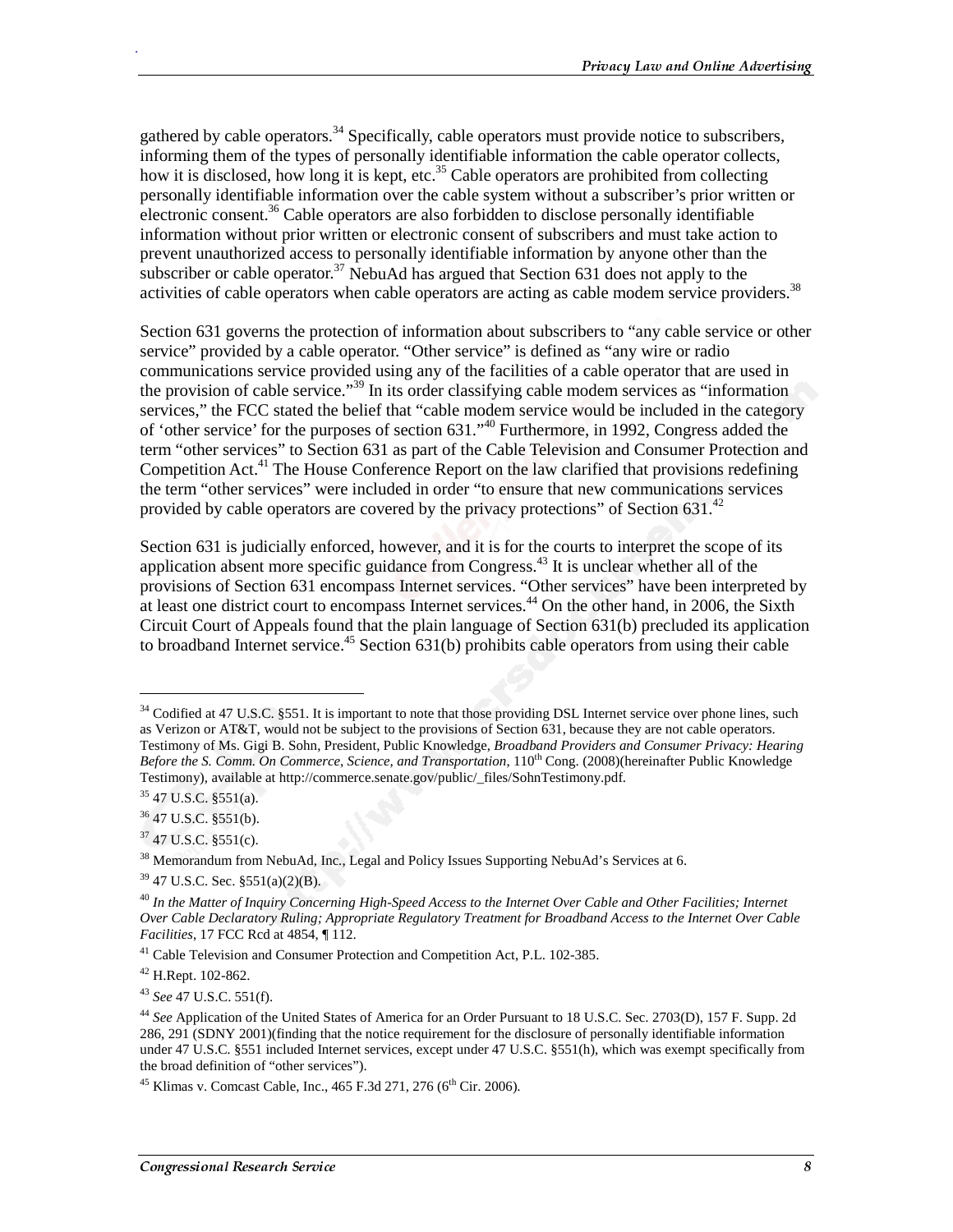gathered by cable operators.[34] Specifically, cable operators must provide notice to subscribers, informing them of the types of personally identifiable information the cable operator collects, how it is disclosed, how long it is kept, etc.[35] Cable operators are prohibited from collecting personally identifiable information over the cable system without a subscriber's prior written or electronic consent.[36] Cable operators are also forbidden to disclose personally identifiable information without prior written or electronic consent of subscribers and must take action to prevent unauthorized access to personally identifiable information by anyone other than the subscriber or cable operator.[37] NebuAd has argued that Section 631 does not apply to the activities of cable operators when cable operators are acting as cable modem service providers.[38]

Section 631 governs the protection of information about subscribers to "any cable service or other service" provided by a cable operator. "Other service" is defined as "any wire or radio communications service provided using any of the facilities of a cable operator that are used in the provision of cable service."[39] In its order classifying cable modem services as "information services," the FCC stated the belief that "cable modem service would be included in the category of 'other service' for the purposes of section 631."[40] Furthermore, in 1992, Congress added the term "other services" to Section 631 as part of the Cable Television and Consumer Protection and Competition Act.[41] The House Conference Report on the law clarified that provisions redefining the term "other services" were included in order "to ensure that new communications services provided by cable operators are covered by the privacy protections" of Section 631.[42]

Section 631 is judicially enforced, however, and it is for the courts to interpret the scope of its application absent more specific guidance from Congress.[43] It is unclear whether all of the provisions of Section 631 encompass Internet services. "Other services" have been interpreted by at least one district court to encompass Internet services.[44] On the other hand, in 2006, the Sixth Circuit Court of Appeals found that the plain language of Section 631(b) precluded its application to broadband Internet service.[45] Section 631(b) prohibits cable operators from using their cable

---

[34] Codified at 47 U.S.C. §551. It is important to note that those providing DSL Internet service over phone lines, such as Verizon or AT&T, would not be subject to the provisions of Section 631, because they are not cable operators. Testimony of Ms. Gigi B. Sohn, President, Public Knowledge, *Broadband Providers and Consumer Privacy: Hearing Before the S. Comm. On Commerce, Science, and Transportation*, 110th Cong. (2008)(hereinafter Public Knowledge Testimony), available at http://commerce.senate.gov/public/_files/SohnTestimony.pdf.

[35] 47 U.S.C. §551(a).

[36] 47 U.S.C. §551(b).

[37] 47 U.S.C. §551(c).

[38] Memorandum from NebuAd, Inc., Legal and Policy Issues Supporting NebuAd's Services at 6.

[39] 47 U.S.C. Sec. §551(a)(2)(B).

[40] *In the Matter of Inquiry Concerning High-Speed Access to the Internet Over Cable and Other Facilities; Internet Over Cable Declaratory Ruling; Appropriate Regulatory Treatment for Broadband Access to the Internet Over Cable Facilities*, 17 FCC Rcd at 4854, ¶ 112.

[41] Cable Television and Consumer Protection and Competition Act, P.L. 102-385.

[42] H.Rept. 102-862.

[43] *See* 47 U.S.C. 551(f).

[44] *See* Application of the United States of America for an Order Pursuant to 18 U.S.C. Sec. 2703(D), 157 F. Supp. 2d 286, 291 (SDNY 2001)(finding that the notice requirement for the disclosure of personally identifiable information under 47 U.S.C. §551 included Internet services, except under 47 U.S.C. §551(h), which was exempt specifically from the broad definition of "other services").

[45] Klimas v. Comcast Cable, Inc., 465 F.3d 271, 276 (6th Cir. 2006).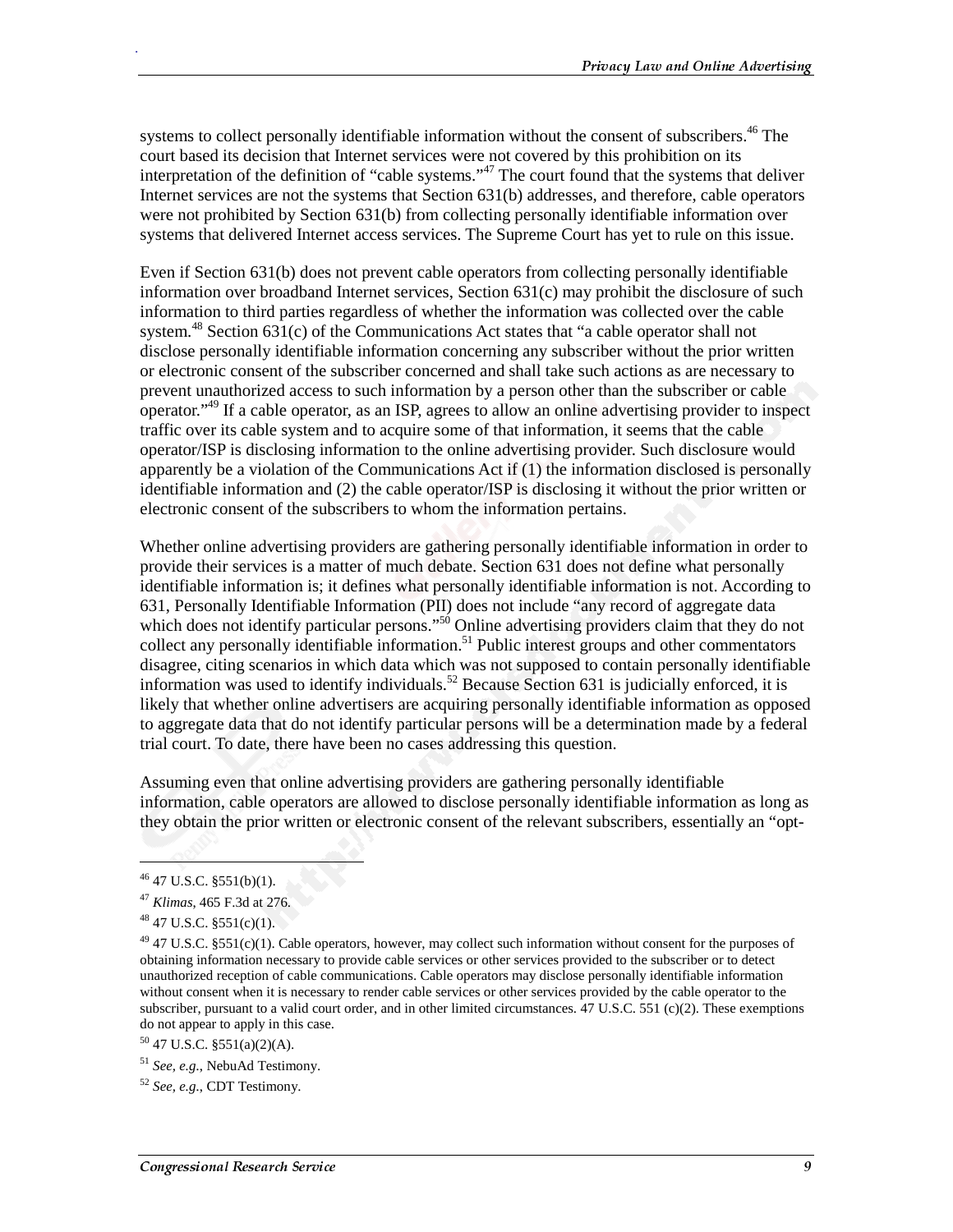systems to collect personally identifiable information without the consent of subscribers.[46] The court based its decision that Internet services were not covered by this prohibition on its interpretation of the definition of "cable systems."[47] The court found that the systems that deliver Internet services are not the systems that Section 631(b) addresses, and therefore, cable operators were not prohibited by Section 631(b) from collecting personally identifiable information over systems that delivered Internet access services. The Supreme Court has yet to rule on this issue.

Even if Section 631(b) does not prevent cable operators from collecting personally identifiable information over broadband Internet services, Section 631(c) may prohibit the disclosure of such information to third parties regardless of whether the information was collected over the cable system.[48] Section 631(c) of the Communications Act states that "a cable operator shall not disclose personally identifiable information concerning any subscriber without the prior written or electronic consent of the subscriber concerned and shall take such actions as are necessary to prevent unauthorized access to such information by a person other than the subscriber or cable operator."[49] If a cable operator, as an ISP, agrees to allow an online advertising provider to inspect traffic over its cable system and to acquire some of that information, it seems that the cable operator/ISP is disclosing information to the online advertising provider. Such disclosure would apparently be a violation of the Communications Act if (1) the information disclosed is personally identifiable information and (2) the cable operator/ISP is disclosing it without the prior written or electronic consent of the subscribers to whom the information pertains.

Whether online advertising providers are gathering personally identifiable information in order to provide their services is a matter of much debate. Section 631 does not define what personally identifiable information is; it defines what personally identifiable information is not. According to 631, Personally Identifiable Information (PII) does not include "any record of aggregate data which does not identify particular persons."[50] Online advertising providers claim that they do not collect any personally identifiable information.[51] Public interest groups and other commentators disagree, citing scenarios in which data which was not supposed to contain personally identifiable information was used to identify individuals.[52] Because Section 631 is judicially enforced, it is likely that whether online advertisers are acquiring personally identifiable information as opposed to aggregate data that do not identify particular persons will be a determination made by a federal trial court. To date, there have been no cases addressing this question.

Assuming even that online advertising providers are gathering personally identifiable information, cable operators are allowed to disclose personally identifiable information as long as they obtain the prior written or electronic consent of the relevant subscribers, essentially an "opt-

---

[46] 47 U.S.C. §551(b)(1).

[47] *Klimas*, 465 F.3d at 276.

[48] 47 U.S.C. §551(c)(1).

[49] 47 U.S.C. §551(c)(1). Cable operators, however, may collect such information without consent for the purposes of obtaining information necessary to provide cable services or other services provided to the subscriber or to detect unauthorized reception of cable communications. Cable operators may disclose personally identifiable information without consent when it is necessary to render cable services or other services provided by the cable operator to the subscriber, pursuant to a valid court order, and in other limited circumstances. 47 U.S.C. 551 (c)(2). These exemptions do not appear to apply in this case.

[50] 47 U.S.C. §551(a)(2)(A).

[51] *See, e.g.*, NebuAd Testimony.

[52] *See, e.g.*, CDT Testimony.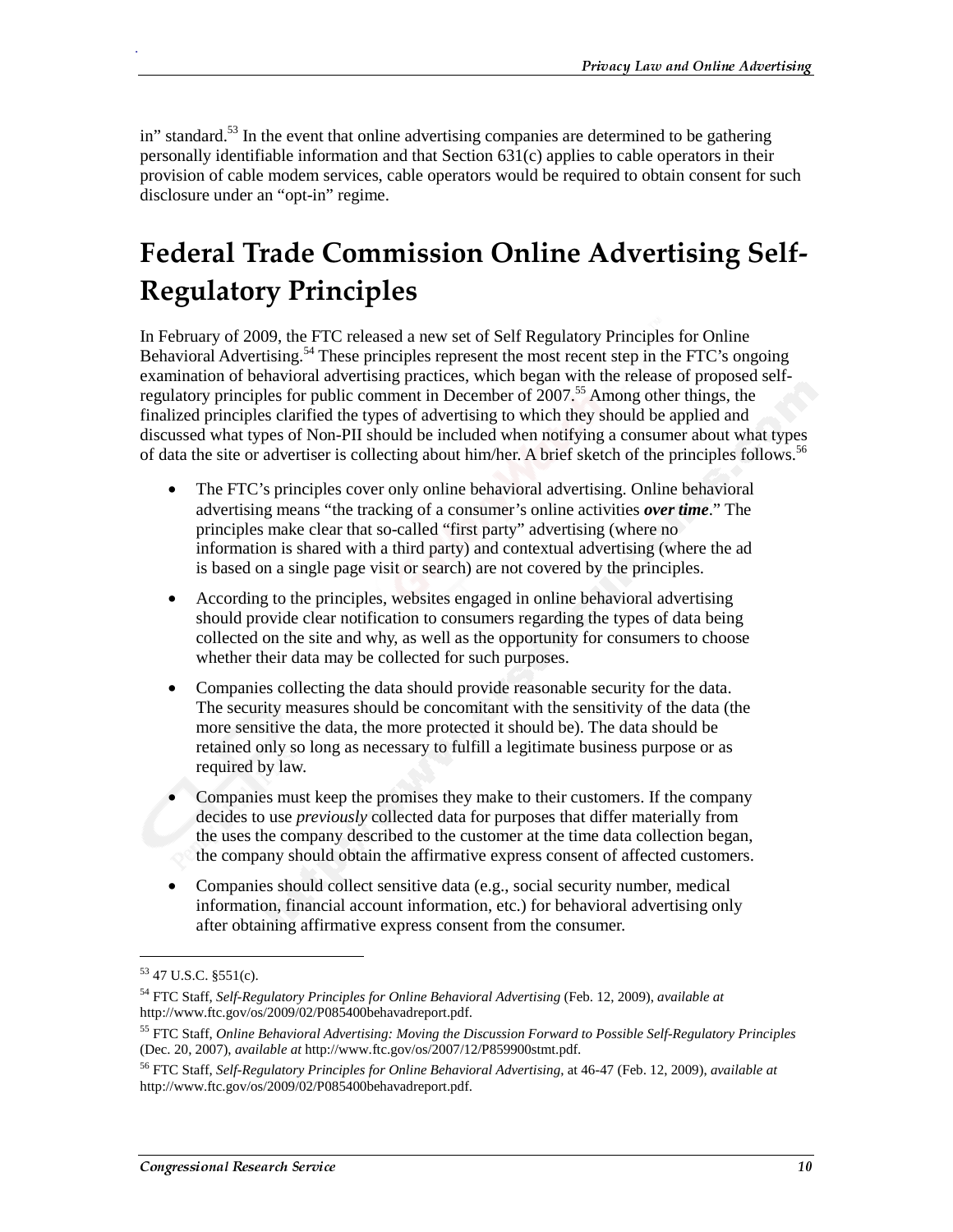in" standard.[53] In the event that online advertising companies are determined to be gathering personally identifiable information and that Section 631(c) applies to cable operators in their provision of cable modem services, cable operators would be required to obtain consent for such disclosure under an "opt-in" regime.

# Federal Trade Commission Online Advertising Self-Regulatory Principles

In February of 2009, the FTC released a new set of Self Regulatory Principles for Online Behavioral Advertising.[54] These principles represent the most recent step in the FTC's ongoing examination of behavioral advertising practices, which began with the release of proposed self-regulatory principles for public comment in December of 2007.[55] Among other things, the finalized principles clarified the types of advertising to which they should be applied and discussed what types of Non-PII should be included when notifying a consumer about what types of data the site or advertiser is collecting about him/her. A brief sketch of the principles follows.[56]

- The FTC's principles cover only online behavioral advertising. Online behavioral advertising means "the tracking of a consumer's online activities ***over time***." The principles make clear that so-called "first party" advertising (where no information is shared with a third party) and contextual advertising (where the ad is based on a single page visit or search) are not covered by the principles.
- According to the principles, websites engaged in online behavioral advertising should provide clear notification to consumers regarding the types of data being collected on the site and why, as well as the opportunity for consumers to choose whether their data may be collected for such purposes.
- Companies collecting the data should provide reasonable security for the data. The security measures should be concomitant with the sensitivity of the data (the more sensitive the data, the more protected it should be). The data should be retained only so long as necessary to fulfill a legitimate business purpose or as required by law.
- Companies must keep the promises they make to their customers. If the company decides to use *previously* collected data for purposes that differ materially from the uses the company described to the customer at the time data collection began, the company should obtain the affirmative express consent of affected customers.
- Companies should collect sensitive data (e.g., social security number, medical information, financial account information, etc.) for behavioral advertising only after obtaining affirmative express consent from the consumer.

---

[53] 47 U.S.C. §551(c).

[54] FTC Staff, *Self-Regulatory Principles for Online Behavioral Advertising* (Feb. 12, 2009), *available at* http://www.ftc.gov/os/2009/02/P085400behavadreport.pdf.

[55] FTC Staff, *Online Behavioral Advertising: Moving the Discussion Forward to Possible Self-Regulatory Principles* (Dec. 20, 2007), *available at* http://www.ftc.gov/os/2007/12/P859900stmt.pdf.

[56] FTC Staff, *Self-Regulatory Principles for Online Behavioral Advertising*, at 46-47 (Feb. 12, 2009), *available at* http://www.ftc.gov/os/2009/02/P085400behavadreport.pdf.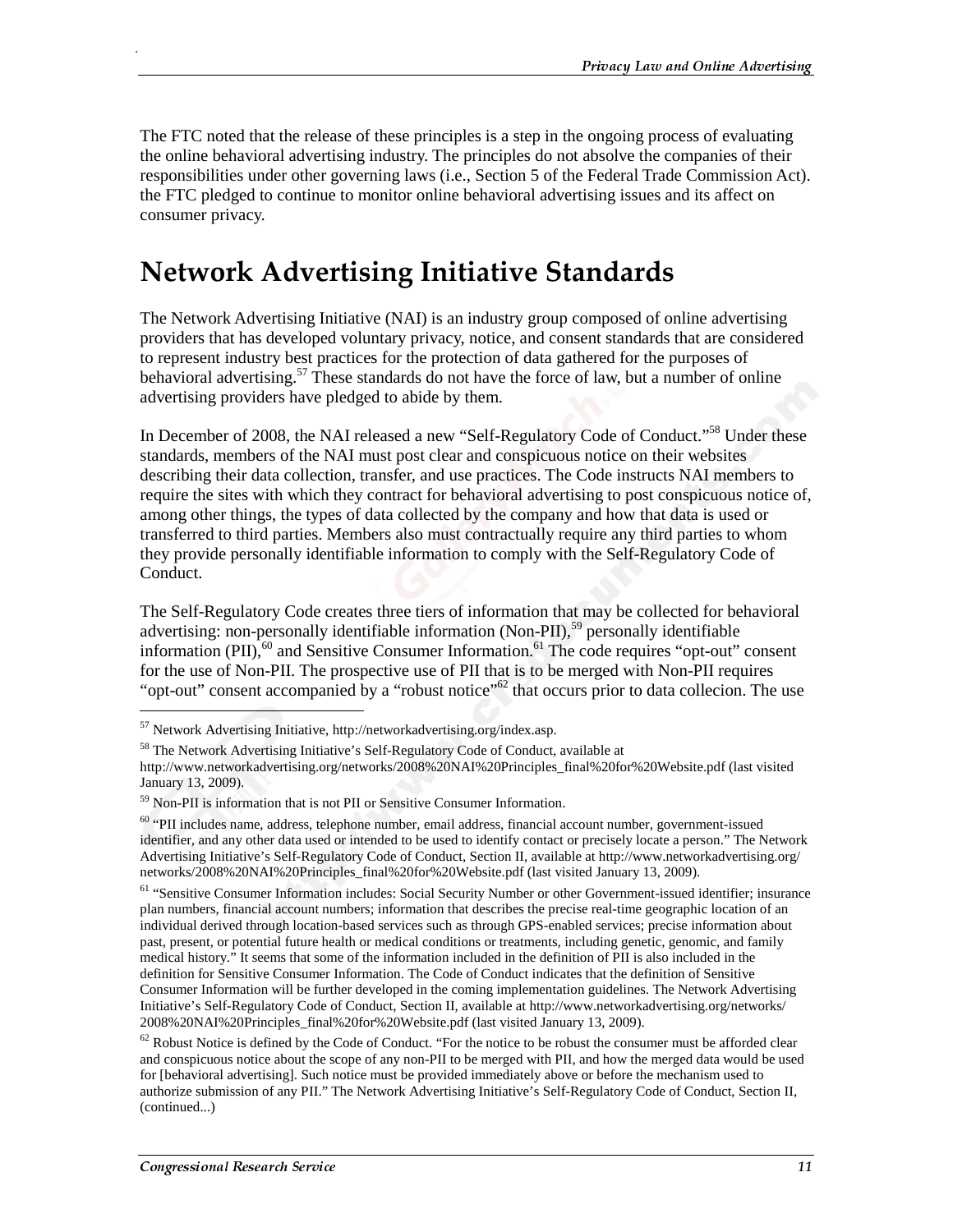The FTC noted that the release of these principles is a step in the ongoing process of evaluating the online behavioral advertising industry. The principles do not absolve the companies of their responsibilities under other governing laws (i.e., Section 5 of the Federal Trade Commission Act). the FTC pledged to continue to monitor online behavioral advertising issues and its affect on consumer privacy.

# Network Advertising Initiative Standards

The Network Advertising Initiative (NAI) is an industry group composed of online advertising providers that has developed voluntary privacy, notice, and consent standards that are considered to represent industry best practices for the protection of data gathered for the purposes of behavioral advertising.[57] These standards do not have the force of law, but a number of online advertising providers have pledged to abide by them.

In December of 2008, the NAI released a new "Self-Regulatory Code of Conduct."[58] Under these standards, members of the NAI must post clear and conspicuous notice on their websites describing their data collection, transfer, and use practices. The Code instructs NAI members to require the sites with which they contract for behavioral advertising to post conspicuous notice of, among other things, the types of data collected by the company and how that data is used or transferred to third parties. Members also must contractually require any third parties to whom they provide personally identifiable information to comply with the Self-Regulatory Code of Conduct.

The Self-Regulatory Code creates three tiers of information that may be collected for behavioral advertising: non-personally identifiable information (Non-PII),[59] personally identifiable information (PII),[60] and Sensitive Consumer Information.[61] The code requires "opt-out" consent for the use of Non-PII. The prospective use of PII that is to be merged with Non-PII requires "opt-out" consent accompanied by a "robust notice"[62] that occurs prior to data collecion. The use

---

[57] Network Advertising Initiative, http://networkadvertising.org/index.asp.

[58] The Network Advertising Initiative's Self-Regulatory Code of Conduct, available at http://www.networkadvertising.org/networks/2008%20NAI%20Principles_final%20for%20Website.pdf (last visited January 13, 2009).

[59] Non-PII is information that is not PII or Sensitive Consumer Information.

[60] "PII includes name, address, telephone number, email address, financial account number, government-issued identifier, and any other data used or intended to be used to identify contact or precisely locate a person." The Network Advertising Initiative's Self-Regulatory Code of Conduct, Section II, available at http://www.networkadvertising.org/networks/2008%20NAI%20Principles_final%20for%20Website.pdf (last visited January 13, 2009).

[61] "Sensitive Consumer Information includes: Social Security Number or other Government-issued identifier; insurance plan numbers, financial account numbers; information that describes the precise real-time geographic location of an individual derived through location-based services such as through GPS-enabled services; precise information about past, present, or potential future health or medical conditions or treatments, including genetic, genomic, and family medical history." It seems that some of the information included in the definition of PII is also included in the definition for Sensitive Consumer Information. The Code of Conduct indicates that the definition of Sensitive Consumer Information will be further developed in the coming implementation guidelines. The Network Advertising Initiative's Self-Regulatory Code of Conduct, Section II, available at http://www.networkadvertising.org/networks/2008%20NAI%20Principles_final%20for%20Website.pdf (last visited January 13, 2009).

[62] Robust Notice is defined by the Code of Conduct. "For the notice to be robust the consumer must be afforded clear and conspicuous notice about the scope of any non-PII to be merged with PII, and how the merged data would be used for [behavioral advertising]. Such notice must be provided immediately above or before the mechanism used to authorize submission of any PII." The Network Advertising Initiative's Self-Regulatory Code of Conduct, Section II, (continued...)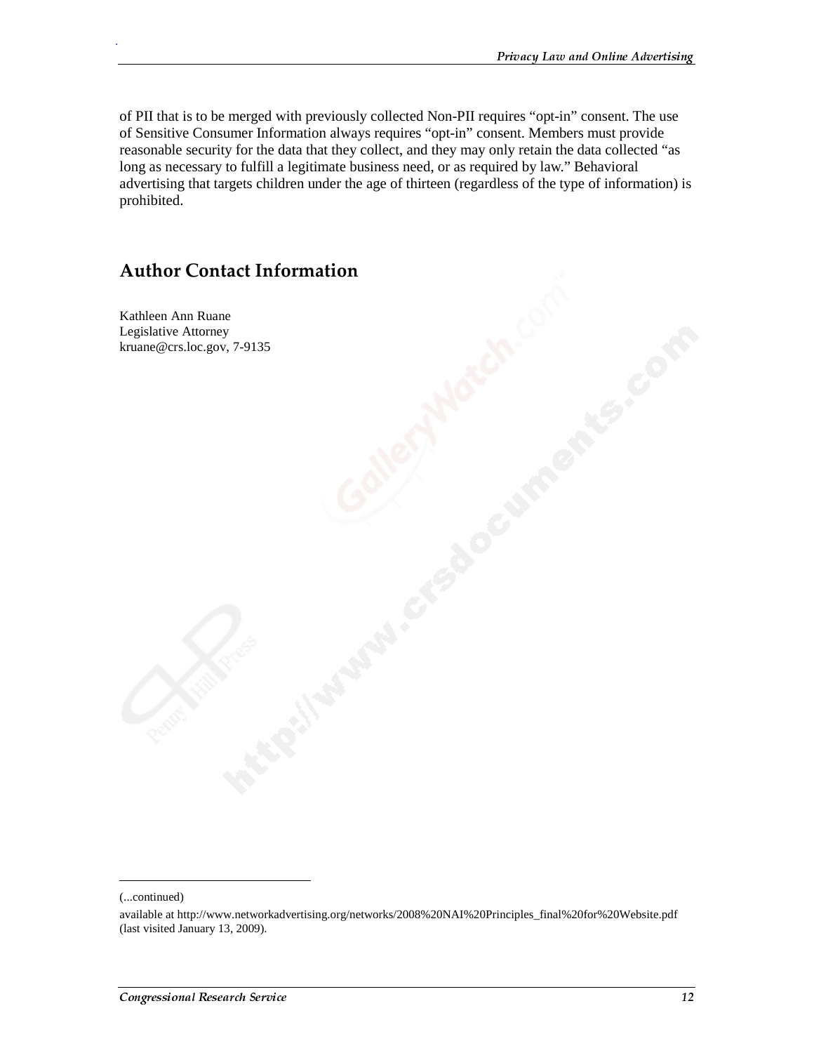of PII that is to be merged with previously collected Non-PII requires "opt-in" consent. The use of Sensitive Consumer Information always requires "opt-in" consent. Members must provide reasonable security for the data that they collect, and they may only retain the data collected "as long as necessary to fulfill a legitimate business need, or as required by law." Behavioral advertising that targets children under the age of thirteen (regardless of the type of information) is prohibited.

## Author Contact Information

Kathleen Ann Ruane
Legislative Attorney
kruane@crs.loc.gov, 7-9135

---

(...continued)

available at http://www.networkadvertising.org/networks/2008%20NAI%20Principles_final%20for%20Website.pdf (last visited January 13, 2009).